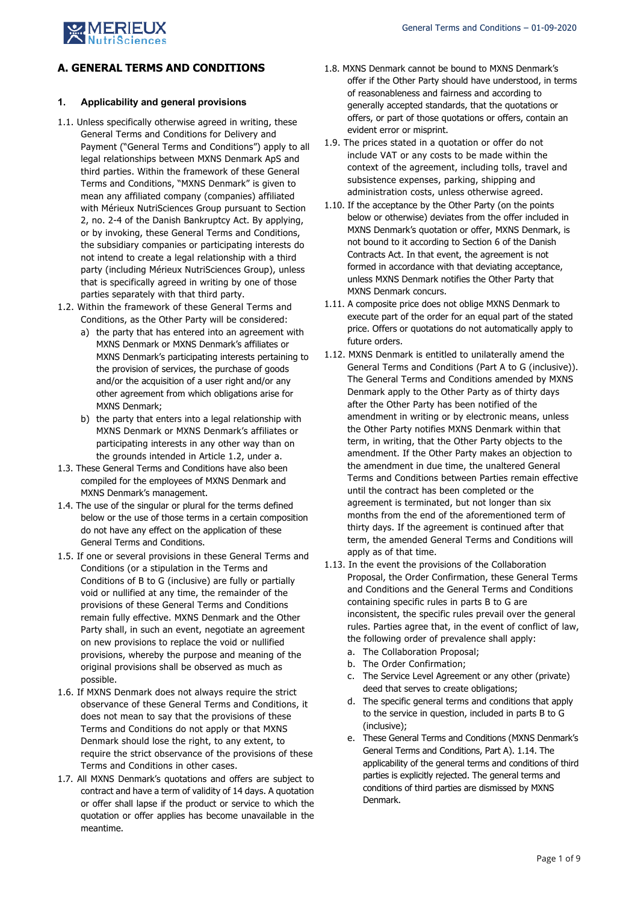## A. GENERAL TERMS AND CONDITIONS

### 1. Applicability and general provisions

1.1. Unless specifically otherwise agreed in writing, these General Terms and Conditions for Delivery and Payment ("General Terms and Conditions") apply to all legal relationships between MXNS Denmark ApS and third parties. Within the framework of these General Terms and Conditions, "MXNS Denmark" is given to mean any affiliated company (companies) affiliated with Mérieux NutriSciences Group pursuant to Section 2, no. 2-4 of the Danish Bankruptcy Act. By applying, or by invoking, these General Terms and Conditions, the subsidiary companies or participating interests do not intend to create a legal relationship with a third party (including Mérieux NutriSciences Group), unless that is specifically agreed in writing by one of those parties separately with that third party.

1.2. Within the framework of these General Terms and Conditions, as the Other Party will be considered:

a) the party that has entered into an agreement with MXNS Denmark or MXNS Denmark's affiliates or MXNS Denmark's participating interests pertaining to the provision of services, the purchase of goods and/or the acquisition of a user right and/or any other agreement from which obligations arise for MXNS Denmark;

b) the party that enters into a legal relationship with MXNS Denmark or MXNS Denmark's affiliates or participating interests in any other way than on the grounds intended in Article 1.2, under a.

1.3. These General Terms and Conditions have also been compiled for the employees of MXNS Denmark and MXNS Denmark's management.

1.4. The use of the singular or plural for the terms defined below or the use of those terms in a certain composition do not have any effect on the application of these General Terms and Conditions.

1.5. If one or several provisions in these General Terms and Conditions (or a stipulation in the Terms and Conditions of B to G (inclusive) are fully or partially void or nullified at any time, the remainder of the provisions of these General Terms and Conditions remain fully effective. MXNS Denmark and the Other Party shall, in such an event, negotiate an agreement on new provisions to replace the void or nullified provisions, whereby the purpose and meaning of the original provisions shall be observed as much as possible.

1.6. If MXNS Denmark does not always require the strict observance of these General Terms and Conditions, it does not mean to say that the provisions of these Terms and Conditions do not apply or that MXNS Denmark should lose the right, to any extent, to require the strict observance of the provisions of these Terms and Conditions in other cases.

1.7. All MXNS Denmark's quotations and offers are subject to contract and have a term of validity of 14 days. A quotation or offer shall lapse if the product or service to which the quotation or offer applies has become unavailable in the meantime.

1.8. MXNS Denmark cannot be bound to MXNS Denmark's offer if the Other Party should have understood, in terms of reasonableness and fairness and according to generally accepted standards, that the quotations or offers, or part of those quotations or offers, contain an evident error or misprint.

1.9. The prices stated in a quotation or offer do not include VAT or any costs to be made within the context of the agreement, including tolls, travel and subsistence expenses, parking, shipping and administration costs, unless otherwise agreed.

1.10. If the acceptance by the Other Party (on the points below or otherwise) deviates from the offer included in MXNS Denmark's quotation or offer, MXNS Denmark, is not bound to it according to Section 6 of the Danish Contracts Act. In that event, the agreement is not formed in accordance with that deviating acceptance, unless MXNS Denmark notifies the Other Party that MXNS Denmark concurs.

1.11. A composite price does not oblige MXNS Denmark to execute part of the order for an equal part of the stated price. Offers or quotations do not automatically apply to future orders.

1.12. MXNS Denmark is entitled to unilaterally amend the General Terms and Conditions (Part A to G (inclusive)). The General Terms and Conditions amended by MXNS Denmark apply to the Other Party as of thirty days after the Other Party has been notified of the amendment in writing or by electronic means, unless the Other Party notifies MXNS Denmark within that term, in writing, that the Other Party objects to the amendment. If the Other Party makes an objection to the amendment in due time, the unaltered General Terms and Conditions between Parties remain effective until the contract has been completed or the agreement is terminated, but not longer than six months from the end of the aforementioned term of thirty days. If the agreement is continued after that term, the amended General Terms and Conditions will apply as of that time.

1.13. In the event the provisions of the Collaboration Proposal, the Order Confirmation, these General Terms and Conditions and the General Terms and Conditions containing specific rules in parts B to G are inconsistent, the specific rules prevail over the general rules. Parties agree that, in the event of conflict of law, the following order of prevalence shall apply:

a. The Collaboration Proposal;
b. The Order Confirmation;
c. The Service Level Agreement or any other (private) deed that serves to create obligations;
d. The specific general terms and conditions that apply to the service in question, included in parts B to G (inclusive);
e. These General Terms and Conditions (MXNS Denmark's General Terms and Conditions, Part A). 1.14. The applicability of the general terms and conditions of third parties is explicitly rejected. The general terms and conditions of third parties are dismissed by MXNS Denmark.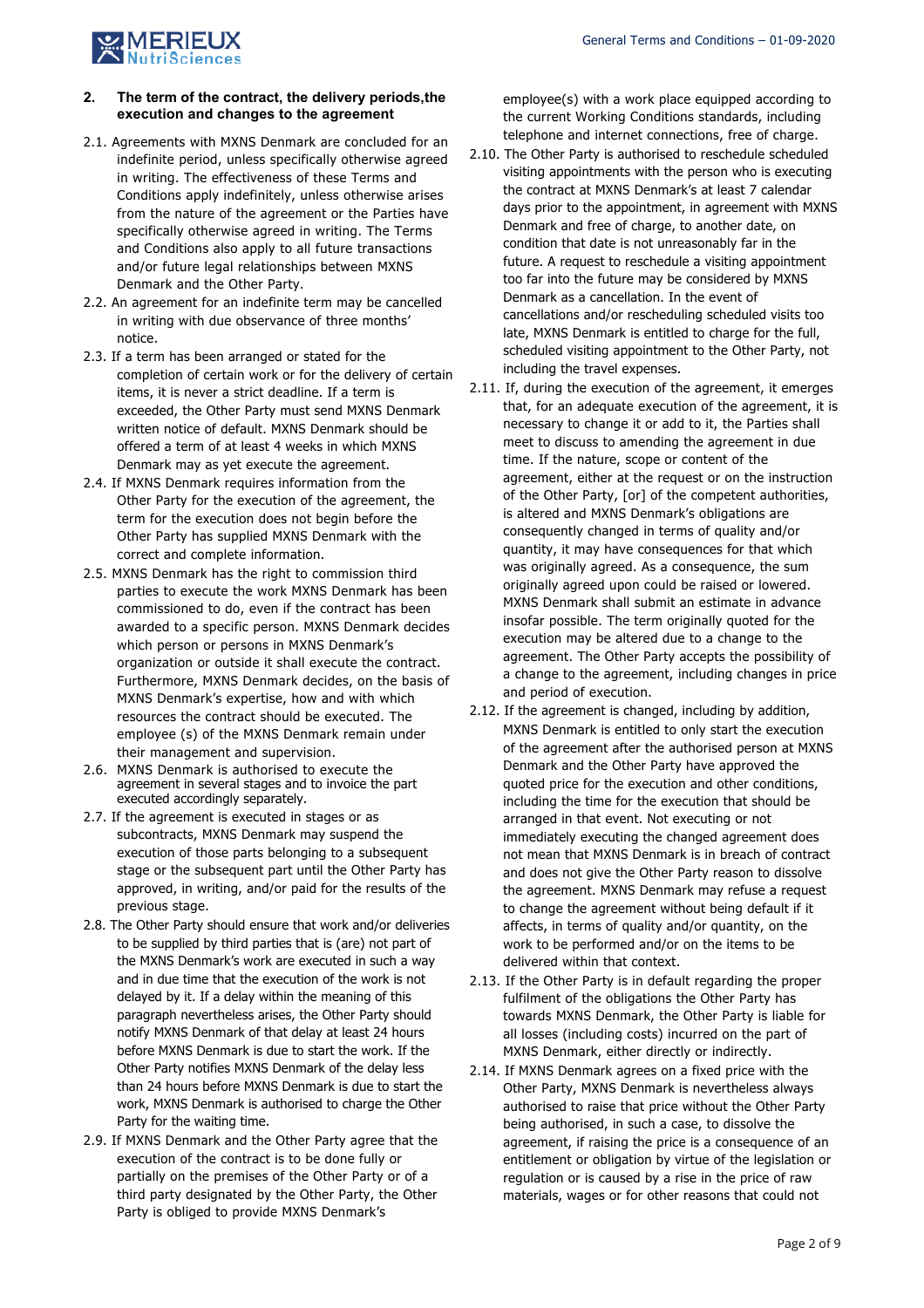## 2. The term of the contract, the delivery periods,the execution and changes to the agreement

2.1. Agreements with MXNS Denmark are concluded for an indefinite period, unless specifically otherwise agreed in writing. The effectiveness of these Terms and Conditions apply indefinitely, unless otherwise arises from the nature of the agreement or the Parties have specifically otherwise agreed in writing. The Terms and Conditions also apply to all future transactions and/or future legal relationships between MXNS Denmark and the Other Party.

2.2. An agreement for an indefinite term may be cancelled in writing with due observance of three months' notice.

2.3. If a term has been arranged or stated for the completion of certain work or for the delivery of certain items, it is never a strict deadline. If a term is exceeded, the Other Party must send MXNS Denmark written notice of default. MXNS Denmark should be offered a term of at least 4 weeks in which MXNS Denmark may as yet execute the agreement.

2.4. If MXNS Denmark requires information from the Other Party for the execution of the agreement, the term for the execution does not begin before the Other Party has supplied MXNS Denmark with the correct and complete information.

2.5. MXNS Denmark has the right to commission third parties to execute the work MXNS Denmark has been commissioned to do, even if the contract has been awarded to a specific person. MXNS Denmark decides which person or persons in MXNS Denmark's organization or outside it shall execute the contract. Furthermore, MXNS Denmark decides, on the basis of MXNS Denmark's expertise, how and with which resources the contract should be executed. The employee (s) of the MXNS Denmark remain under their management and supervision.

2.6. MXNS Denmark is authorised to execute the agreement in several stages and to invoice the part executed accordingly separately.

2.7. If the agreement is executed in stages or as subcontracts, MXNS Denmark may suspend the execution of those parts belonging to a subsequent stage or the subsequent part until the Other Party has approved, in writing, and/or paid for the results of the previous stage.

2.8. The Other Party should ensure that work and/or deliveries to be supplied by third parties that is (are) not part of the MXNS Denmark's work are executed in such a way and in due time that the execution of the work is not delayed by it. If a delay within the meaning of this paragraph nevertheless arises, the Other Party should notify MXNS Denmark of that delay at least 24 hours before MXNS Denmark is due to start the work. If the Other Party notifies MXNS Denmark of the delay less than 24 hours before MXNS Denmark is due to start the work, MXNS Denmark is authorised to charge the Other Party for the waiting time.

2.9. If MXNS Denmark and the Other Party agree that the execution of the contract is to be done fully or partially on the premises of the Other Party or of a third party designated by the Other Party, the Other Party is obliged to provide MXNS Denmark's employee(s) with a work place equipped according to the current Working Conditions standards, including telephone and internet connections, free of charge.

2.10. The Other Party is authorised to reschedule scheduled visiting appointments with the person who is executing the contract at MXNS Denmark's at least 7 calendar days prior to the appointment, in agreement with MXNS Denmark and free of charge, to another date, on condition that date is not unreasonably far in the future. A request to reschedule a visiting appointment too far into the future may be considered by MXNS Denmark as a cancellation. In the event of cancellations and/or rescheduling scheduled visits too late, MXNS Denmark is entitled to charge for the full, scheduled visiting appointment to the Other Party, not including the travel expenses.

2.11. If, during the execution of the agreement, it emerges that, for an adequate execution of the agreement, it is necessary to change it or add to it, the Parties shall meet to discuss to amending the agreement in due time. If the nature, scope or content of the agreement, either at the request or on the instruction of the Other Party, [or] of the competent authorities, is altered and MXNS Denmark's obligations are consequently changed in terms of quality and/or quantity, it may have consequences for that which was originally agreed. As a consequence, the sum originally agreed upon could be raised or lowered. MXNS Denmark shall submit an estimate in advance insofar possible. The term originally quoted for the execution may be altered due to a change to the agreement. The Other Party accepts the possibility of a change to the agreement, including changes in price and period of execution.

2.12. If the agreement is changed, including by addition, MXNS Denmark is entitled to only start the execution of the agreement after the authorised person at MXNS Denmark and the Other Party have approved the quoted price for the execution and other conditions, including the time for the execution that should be arranged in that event. Not executing or not immediately executing the changed agreement does not mean that MXNS Denmark is in breach of contract and does not give the Other Party reason to dissolve the agreement. MXNS Denmark may refuse a request to change the agreement without being default if it affects, in terms of quality and/or quantity, on the work to be performed and/or on the items to be delivered within that context.

2.13. If the Other Party is in default regarding the proper fulfilment of the obligations the Other Party has towards MXNS Denmark, the Other Party is liable for all losses (including costs) incurred on the part of MXNS Denmark, either directly or indirectly.

2.14. If MXNS Denmark agrees on a fixed price with the Other Party, MXNS Denmark is nevertheless always authorised to raise that price without the Other Party being authorised, in such a case, to dissolve the agreement, if raising the price is a consequence of an entitlement or obligation by virtue of the legislation or regulation or is caused by a rise in the price of raw materials, wages or for other reasons that could not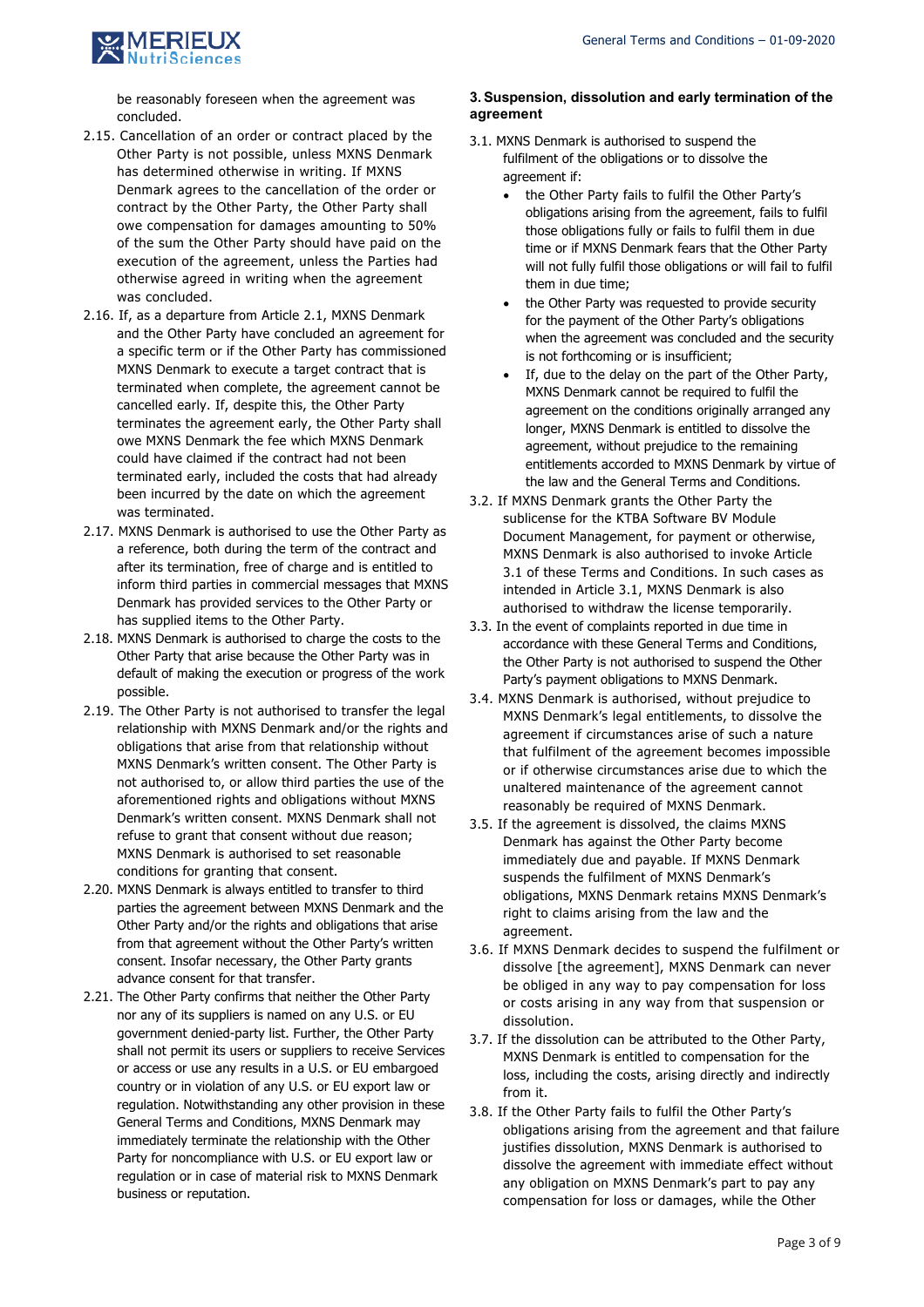be reasonably foreseen when the agreement was concluded.

2.15. Cancellation of an order or contract placed by the Other Party is not possible, unless MXNS Denmark has determined otherwise in writing. If MXNS Denmark agrees to the cancellation of the order or contract by the Other Party, the Other Party shall owe compensation for damages amounting to 50% of the sum the Other Party should have paid on the execution of the agreement, unless the Parties had otherwise agreed in writing when the agreement was concluded.

2.16. If, as a departure from Article 2.1, MXNS Denmark and the Other Party have concluded an agreement for a specific term or if the Other Party has commissioned MXNS Denmark to execute a target contract that is terminated when complete, the agreement cannot be cancelled early. If, despite this, the Other Party terminates the agreement early, the Other Party shall owe MXNS Denmark the fee which MXNS Denmark could have claimed if the contract had not been terminated early, included the costs that had already been incurred by the date on which the agreement was terminated.

2.17. MXNS Denmark is authorised to use the Other Party as a reference, both during the term of the contract and after its termination, free of charge and is entitled to inform third parties in commercial messages that MXNS Denmark has provided services to the Other Party or has supplied items to the Other Party.

2.18. MXNS Denmark is authorised to charge the costs to the Other Party that arise because the Other Party was in default of making the execution or progress of the work possible.

2.19. The Other Party is not authorised to transfer the legal relationship with MXNS Denmark and/or the rights and obligations that arise from that relationship without MXNS Denmark's written consent. The Other Party is not authorised to, or allow third parties the use of the aforementioned rights and obligations without MXNS Denmark's written consent. MXNS Denmark shall not refuse to grant that consent without due reason; MXNS Denmark is authorised to set reasonable conditions for granting that consent.

2.20. MXNS Denmark is always entitled to transfer to third parties the agreement between MXNS Denmark and the Other Party and/or the rights and obligations that arise from that agreement without the Other Party's written consent. Insofar necessary, the Other Party grants advance consent for that transfer.

2.21. The Other Party confirms that neither the Other Party nor any of its suppliers is named on any U.S. or EU government denied-party list. Further, the Other Party shall not permit its users or suppliers to receive Services or access or use any results in a U.S. or EU embargoed country or in violation of any U.S. or EU export law or regulation. Notwithstanding any other provision in these General Terms and Conditions, MXNS Denmark may immediately terminate the relationship with the Other Party for noncompliance with U.S. or EU export law or regulation or in case of material risk to MXNS Denmark business or reputation.

### 3. Suspension, dissolution and early termination of the agreement

3.1. MXNS Denmark is authorised to suspend the fulfilment of the obligations or to dissolve the agreement if:

- the Other Party fails to fulfil the Other Party's obligations arising from the agreement, fails to fulfil those obligations fully or fails to fulfil them in due time or if MXNS Denmark fears that the Other Party will not fully fulfil those obligations or will fail to fulfil them in due time;
- the Other Party was requested to provide security for the payment of the Other Party's obligations when the agreement was concluded and the security is not forthcoming or is insufficient;
- If, due to the delay on the part of the Other Party, MXNS Denmark cannot be required to fulfil the agreement on the conditions originally arranged any longer, MXNS Denmark is entitled to dissolve the agreement, without prejudice to the remaining entitlements accorded to MXNS Denmark by virtue of the law and the General Terms and Conditions.

3.2. If MXNS Denmark grants the Other Party the sublicense for the KTBA Software BV Module Document Management, for payment or otherwise, MXNS Denmark is also authorised to invoke Article 3.1 of these Terms and Conditions. In such cases as intended in Article 3.1, MXNS Denmark is also authorised to withdraw the license temporarily.

3.3. In the event of complaints reported in due time in accordance with these General Terms and Conditions, the Other Party is not authorised to suspend the Other Party's payment obligations to MXNS Denmark.

3.4. MXNS Denmark is authorised, without prejudice to MXNS Denmark's legal entitlements, to dissolve the agreement if circumstances arise of such a nature that fulfilment of the agreement becomes impossible or if otherwise circumstances arise due to which the unaltered maintenance of the agreement cannot reasonably be required of MXNS Denmark.

3.5. If the agreement is dissolved, the claims MXNS Denmark has against the Other Party become immediately due and payable. If MXNS Denmark suspends the fulfilment of MXNS Denmark's obligations, MXNS Denmark retains MXNS Denmark's right to claims arising from the law and the agreement.

3.6. If MXNS Denmark decides to suspend the fulfilment or dissolve [the agreement], MXNS Denmark can never be obliged in any way to pay compensation for loss or costs arising in any way from that suspension or dissolution.

3.7. If the dissolution can be attributed to the Other Party, MXNS Denmark is entitled to compensation for the loss, including the costs, arising directly and indirectly from it.

3.8. If the Other Party fails to fulfil the Other Party's obligations arising from the agreement and that failure justifies dissolution, MXNS Denmark is authorised to dissolve the agreement with immediate effect without any obligation on MXNS Denmark's part to pay any compensation for loss or damages, while the Other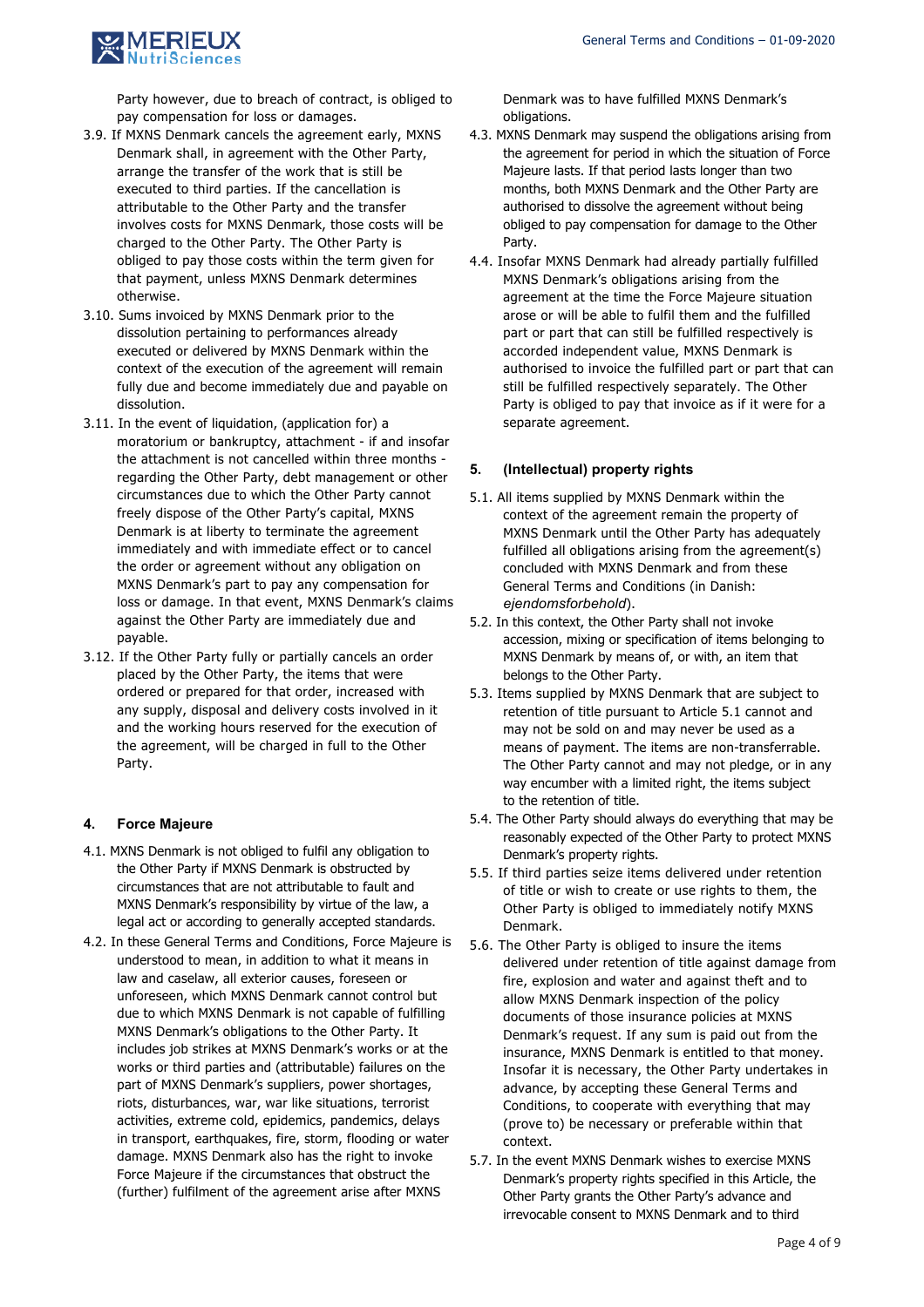Party however, due to breach of contract, is obliged to pay compensation for loss or damages.

3.9. If MXNS Denmark cancels the agreement early, MXNS Denmark shall, in agreement with the Other Party, arrange the transfer of the work that is still be executed to third parties. If the cancellation is attributable to the Other Party and the transfer involves costs for MXNS Denmark, those costs will be charged to the Other Party. The Other Party is obliged to pay those costs within the term given for that payment, unless MXNS Denmark determines otherwise.

3.10. Sums invoiced by MXNS Denmark prior to the dissolution pertaining to performances already executed or delivered by MXNS Denmark within the context of the execution of the agreement will remain fully due and become immediately due and payable on dissolution.

3.11. In the event of liquidation, (application for) a moratorium or bankruptcy, attachment - if and insofar the attachment is not cancelled within three months - regarding the Other Party, debt management or other circumstances due to which the Other Party cannot freely dispose of the Other Party's capital, MXNS Denmark is at liberty to terminate the agreement immediately and with immediate effect or to cancel the order or agreement without any obligation on MXNS Denmark's part to pay any compensation for loss or damage. In that event, MXNS Denmark's claims against the Other Party are immediately due and payable.

3.12. If the Other Party fully or partially cancels an order placed by the Other Party, the items that were ordered or prepared for that order, increased with any supply, disposal and delivery costs involved in it and the working hours reserved for the execution of the agreement, will be charged in full to the Other Party.

## 4. Force Majeure

4.1. MXNS Denmark is not obliged to fulfil any obligation to the Other Party if MXNS Denmark is obstructed by circumstances that are not attributable to fault and MXNS Denmark's responsibility by virtue of the law, a legal act or according to generally accepted standards.

4.2. In these General Terms and Conditions, Force Majeure is understood to mean, in addition to what it means in law and caselaw, all exterior causes, foreseen or unforeseen, which MXNS Denmark cannot control but due to which MXNS Denmark is not capable of fulfilling MXNS Denmark's obligations to the Other Party. It includes job strikes at MXNS Denmark's works or at the works or third parties and (attributable) failures on the part of MXNS Denmark's suppliers, power shortages, riots, disturbances, war, war like situations, terrorist activities, extreme cold, epidemics, pandemics, delays in transport, earthquakes, fire, storm, flooding or water damage. MXNS Denmark also has the right to invoke Force Majeure if the circumstances that obstruct the (further) fulfilment of the agreement arise after MXNS Denmark was to have fulfilled MXNS Denmark's obligations.

4.3. MXNS Denmark may suspend the obligations arising from the agreement for period in which the situation of Force Majeure lasts. If that period lasts longer than two months, both MXNS Denmark and the Other Party are authorised to dissolve the agreement without being obliged to pay compensation for damage to the Other Party.

4.4. Insofar MXNS Denmark had already partially fulfilled MXNS Denmark's obligations arising from the agreement at the time the Force Majeure situation arose or will be able to fulfil them and the fulfilled part or part that can still be fulfilled respectively is accorded independent value, MXNS Denmark is authorised to invoice the fulfilled part or part that can still be fulfilled respectively separately. The Other Party is obliged to pay that invoice as if it were for a separate agreement.

## 5. (Intellectual) property rights

5.1. All items supplied by MXNS Denmark within the context of the agreement remain the property of MXNS Denmark until the Other Party has adequately fulfilled all obligations arising from the agreement(s) concluded with MXNS Denmark and from these General Terms and Conditions (in Danish: *ejendomsforbehold*).

5.2. In this context, the Other Party shall not invoke accession, mixing or specification of items belonging to MXNS Denmark by means of, or with, an item that belongs to the Other Party.

5.3. Items supplied by MXNS Denmark that are subject to retention of title pursuant to Article 5.1 cannot and may not be sold on and may never be used as a means of payment. The items are non-transferrable. The Other Party cannot and may not pledge, or in any way encumber with a limited right, the items subject to the retention of title.

5.4. The Other Party should always do everything that may be reasonably expected of the Other Party to protect MXNS Denmark's property rights.

5.5. If third parties seize items delivered under retention of title or wish to create or use rights to them, the Other Party is obliged to immediately notify MXNS Denmark.

5.6. The Other Party is obliged to insure the items delivered under retention of title against damage from fire, explosion and water and against theft and to allow MXNS Denmark inspection of the policy documents of those insurance policies at MXNS Denmark's request. If any sum is paid out from the insurance, MXNS Denmark is entitled to that money. Insofar it is necessary, the Other Party undertakes in advance, by accepting these General Terms and Conditions, to cooperate with everything that may (prove to) be necessary or preferable within that context.

5.7. In the event MXNS Denmark wishes to exercise MXNS Denmark's property rights specified in this Article, the Other Party grants the Other Party's advance and irrevocable consent to MXNS Denmark and to third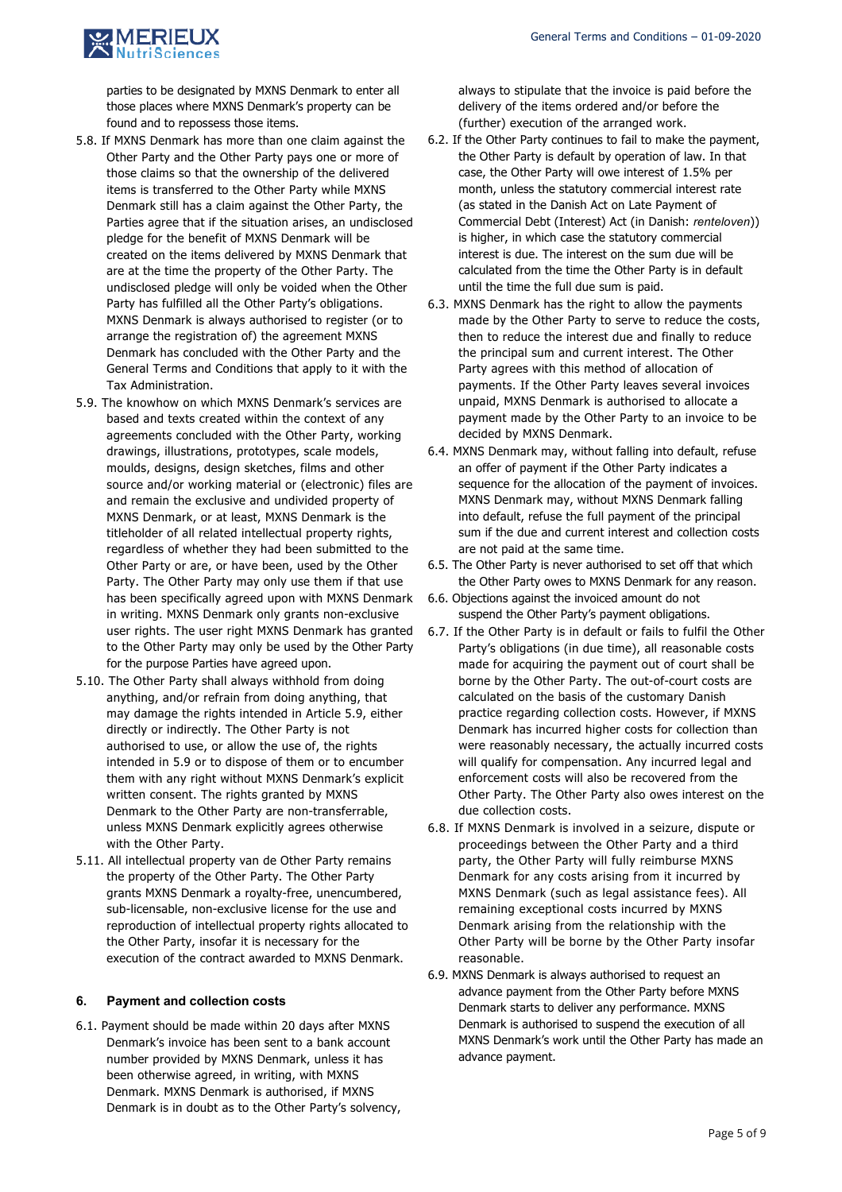parties to be designated by MXNS Denmark to enter all those places where MXNS Denmark's property can be found and to repossess those items.

5.8. If MXNS Denmark has more than one claim against the Other Party and the Other Party pays one or more of those claims so that the ownership of the delivered items is transferred to the Other Party while MXNS Denmark still has a claim against the Other Party, the Parties agree that if the situation arises, an undisclosed pledge for the benefit of MXNS Denmark will be created on the items delivered by MXNS Denmark that are at the time the property of the Other Party. The undisclosed pledge will only be voided when the Other Party has fulfilled all the Other Party's obligations. MXNS Denmark is always authorised to register (or to arrange the registration of) the agreement MXNS Denmark has concluded with the Other Party and the General Terms and Conditions that apply to it with the Tax Administration.

5.9. The knowhow on which MXNS Denmark's services are based and texts created within the context of any agreements concluded with the Other Party, working drawings, illustrations, prototypes, scale models, moulds, designs, design sketches, films and other source and/or working material or (electronic) files are and remain the exclusive and undivided property of MXNS Denmark, or at least, MXNS Denmark is the titleholder of all related intellectual property rights, regardless of whether they had been submitted to the Other Party or are, or have been, used by the Other Party. The Other Party may only use them if that use has been specifically agreed upon with MXNS Denmark in writing. MXNS Denmark only grants non-exclusive user rights. The user right MXNS Denmark has granted to the Other Party may only be used by the Other Party for the purpose Parties have agreed upon.

5.10. The Other Party shall always withhold from doing anything, and/or refrain from doing anything, that may damage the rights intended in Article 5.9, either directly or indirectly. The Other Party is not authorised to use, or allow the use of, the rights intended in 5.9 or to dispose of them or to encumber them with any right without MXNS Denmark's explicit written consent. The rights granted by MXNS Denmark to the Other Party are non-transferrable, unless MXNS Denmark explicitly agrees otherwise with the Other Party.

5.11. All intellectual property van de Other Party remains the property of the Other Party. The Other Party grants MXNS Denmark a royalty-free, unencumbered, sub-licensable, non-exclusive license for the use and reproduction of intellectual property rights allocated to the Other Party, insofar it is necessary for the execution of the contract awarded to MXNS Denmark.

## 6. Payment and collection costs

6.1. Payment should be made within 20 days after MXNS Denmark's invoice has been sent to a bank account number provided by MXNS Denmark, unless it has been otherwise agreed, in writing, with MXNS Denmark. MXNS Denmark is authorised, if MXNS Denmark is in doubt as to the Other Party's solvency, always to stipulate that the invoice is paid before the delivery of the items ordered and/or before the (further) execution of the arranged work.

6.2. If the Other Party continues to fail to make the payment, the Other Party is default by operation of law. In that case, the Other Party will owe interest of 1.5% per month, unless the statutory commercial interest rate (as stated in the Danish Act on Late Payment of Commercial Debt (Interest) Act (in Danish: *renteloven*)) is higher, in which case the statutory commercial interest is due. The interest on the sum due will be calculated from the time the Other Party is in default until the time the full due sum is paid.

6.3. MXNS Denmark has the right to allow the payments made by the Other Party to serve to reduce the costs, then to reduce the interest due and finally to reduce the principal sum and current interest. The Other Party agrees with this method of allocation of payments. If the Other Party leaves several invoices unpaid, MXNS Denmark is authorised to allocate a payment made by the Other Party to an invoice to be decided by MXNS Denmark.

6.4. MXNS Denmark may, without falling into default, refuse an offer of payment if the Other Party indicates a sequence for the allocation of the payment of invoices. MXNS Denmark may, without MXNS Denmark falling into default, refuse the full payment of the principal sum if the due and current interest and collection costs are not paid at the same time.

6.5. The Other Party is never authorised to set off that which the Other Party owes to MXNS Denmark for any reason.

6.6. Objections against the invoiced amount do not suspend the Other Party's payment obligations.

6.7. If the Other Party is in default or fails to fulfil the Other Party's obligations (in due time), all reasonable costs made for acquiring the payment out of court shall be borne by the Other Party. The out-of-court costs are calculated on the basis of the customary Danish practice regarding collection costs. However, if MXNS Denmark has incurred higher costs for collection than were reasonably necessary, the actually incurred costs will qualify for compensation. Any incurred legal and enforcement costs will also be recovered from the Other Party. The Other Party also owes interest on the due collection costs.

6.8. If MXNS Denmark is involved in a seizure, dispute or proceedings between the Other Party and a third party, the Other Party will fully reimburse MXNS Denmark for any costs arising from it incurred by MXNS Denmark (such as legal assistance fees). All remaining exceptional costs incurred by MXNS Denmark arising from the relationship with the Other Party will be borne by the Other Party insofar reasonable.

6.9. MXNS Denmark is always authorised to request an advance payment from the Other Party before MXNS Denmark starts to deliver any performance. MXNS Denmark is authorised to suspend the execution of all MXNS Denmark's work until the Other Party has made an advance payment.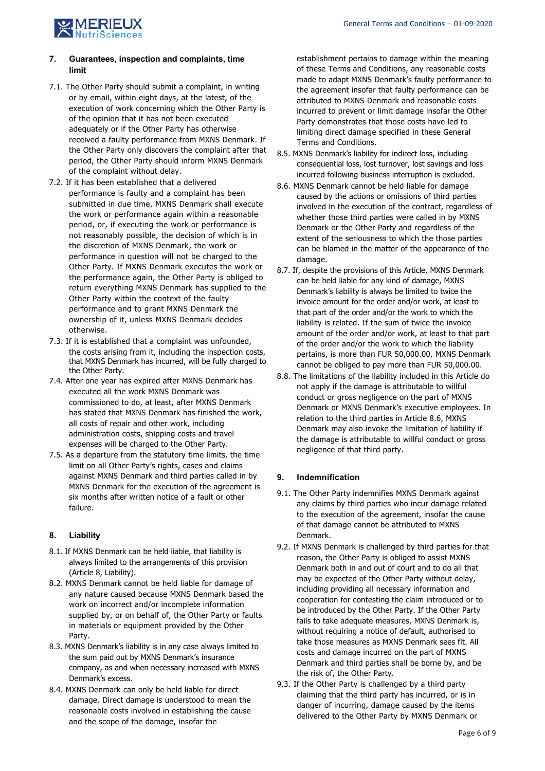## 7. Guarantees, inspection and complaints, time limit

7.1. The Other Party should submit a complaint, in writing or by email, within eight days, at the latest, of the execution of work concerning which the Other Party is of the opinion that it has not been executed adequately or if the Other Party has otherwise received a faulty performance from MXNS Denmark. If the Other Party only discovers the complaint after that period, the Other Party should inform MXNS Denmark of the complaint without delay.

7.2. If it has been established that a delivered performance is faulty and a complaint has been submitted in due time, MXNS Denmark shall execute the work or performance again within a reasonable period, or, if executing the work or performance is not reasonably possible, the decision of which is in the discretion of MXNS Denmark, the work or performance in question will not be charged to the Other Party. If MXNS Denmark executes the work or the performance again, the Other Party is obliged to return everything MXNS Denmark has supplied to the Other Party within the context of the faulty performance and to grant MXNS Denmark the ownership of it, unless MXNS Denmark decides otherwise.

7.3. If it is established that a complaint was unfounded, the costs arising from it, including the inspection costs, that MXNS Denmark has incurred, will be fully charged to the Other Party.

7.4. After one year has expired after MXNS Denmark has executed all the work MXNS Denmark was commissioned to do, at least, after MXNS Denmark has stated that MXNS Denmark has finished the work, all costs of repair and other work, including administration costs, shipping costs and travel expenses will be charged to the Other Party.

7.5. As a departure from the statutory time limits, the time limit on all Other Party's rights, cases and claims against MXNS Denmark and third parties called in by MXNS Denmark for the execution of the agreement is six months after written notice of a fault or other failure.

## 8. Liability

8.1. If MXNS Denmark can be held liable, that liability is always limited to the arrangements of this provision (Article 8, Liability).

8.2. MXNS Denmark cannot be held liable for damage of any nature caused because MXNS Denmark based the work on incorrect and/or incomplete information supplied by, or on behalf of, the Other Party or faults in materials or equipment provided by the Other Party.

8.3. MXNS Denmark's liability is in any case always limited to the sum paid out by MXNS Denmark's insurance company, as and when necessary increased with MXNS Denmark's excess.

8.4. MXNS Denmark can only be held liable for direct damage. Direct damage is understood to mean the reasonable costs involved in establishing the cause and the scope of the damage, insofar the establishment pertains to damage within the meaning of these Terms and Conditions, any reasonable costs made to adapt MXNS Denmark's faulty performance to the agreement insofar that faulty performance can be attributed to MXNS Denmark and reasonable costs incurred to prevent or limit damage insofar the Other Party demonstrates that those costs have led to limiting direct damage specified in these General Terms and Conditions.

8.5. MXNS Denmark's liability for indirect loss, including consequential loss, lost turnover, lost savings and loss incurred following business interruption is excluded.

8.6. MXNS Denmark cannot be held liable for damage caused by the actions or omissions of third parties involved in the execution of the contract, regardless of whether those third parties were called in by MXNS Denmark or the Other Party and regardless of the extent of the seriousness to which the those parties can be blamed in the matter of the appearance of the damage.

8.7. If, despite the provisions of this Article, MXNS Denmark can be held liable for any kind of damage, MXNS Denmark's liability is always be limited to twice the invoice amount for the order and/or work, at least to that part of the order and/or the work to which the liability is related. If the sum of twice the invoice amount of the order and/or work, at least to that part of the order and/or the work to which the liability pertains, is more than FUR 50,000.00, MXNS Denmark cannot be obliged to pay more than FUR 50,000.00.

8.8. The limitations of the liability included in this Article do not apply if the damage is attributable to willful conduct or gross negligence on the part of MXNS Denmark or MXNS Denmark's executive employees. In relation to the third parties in Article 8.6, MXNS Denmark may also invoke the limitation of liability if the damage is attributable to willful conduct or gross negligence of that third party.

## 9. Indemnification

9.1. The Other Party indemnifies MXNS Denmark against any claims by third parties who incur damage related to the execution of the agreement, insofar the cause of that damage cannot be attributed to MXNS Denmark.

9.2. If MXNS Denmark is challenged by third parties for that reason, the Other Party is obliged to assist MXNS Denmark both in and out of court and to do all that may be expected of the Other Party without delay, including providing all necessary information and cooperation for contesting the claim introduced or to be introduced by the Other Party. If the Other Party fails to take adequate measures, MXNS Denmark is, without requiring a notice of default, authorised to take those measures as MXNS Denmark sees fit. All costs and damage incurred on the part of MXNS Denmark and third parties shall be borne by, and be the risk of, the Other Party.

9.3. If the Other Party is challenged by a third party claiming that the third party has incurred, or is in danger of incurring, damage caused by the items delivered to the Other Party by MXNS Denmark or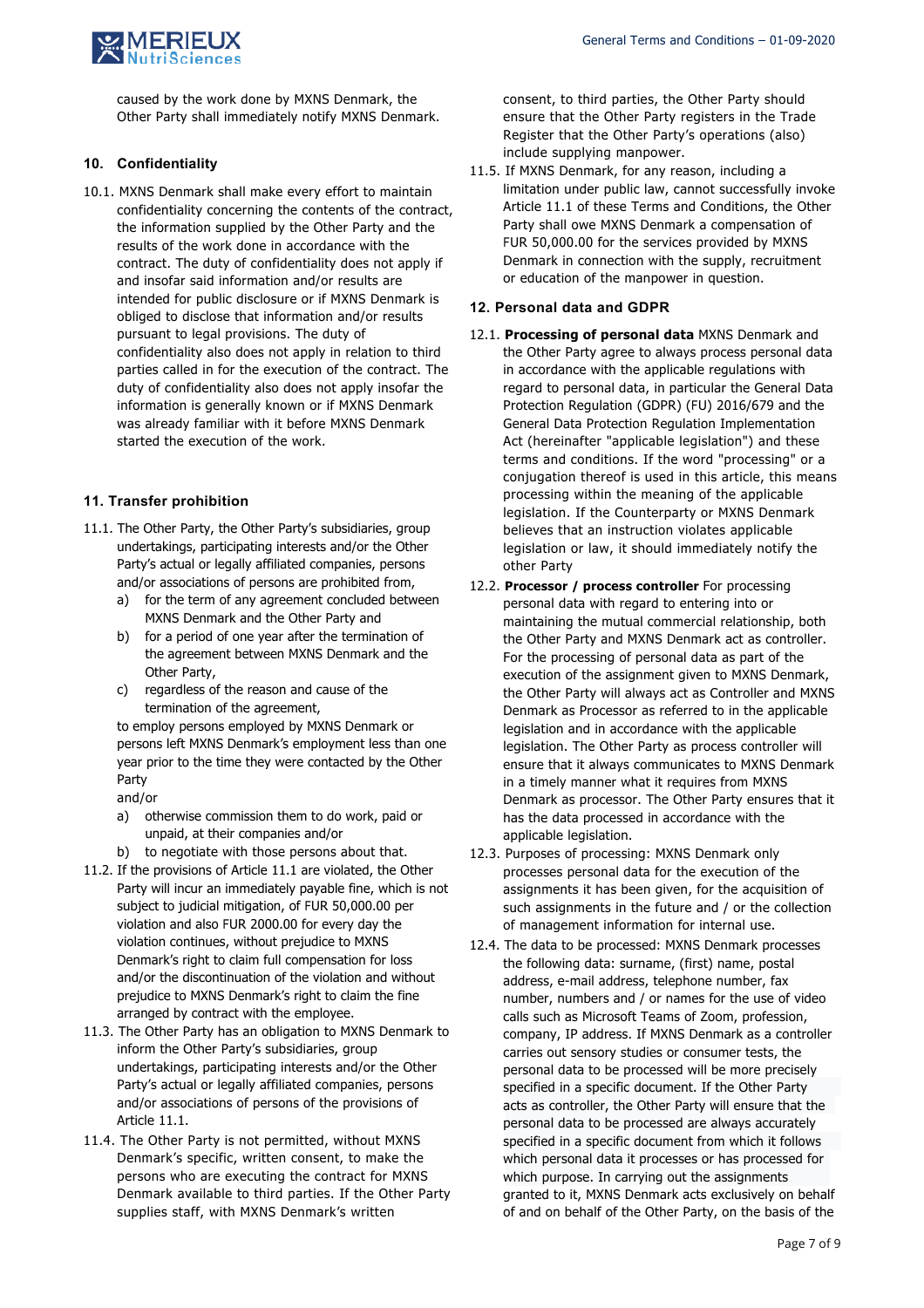caused by the work done by MXNS Denmark, the Other Party shall immediately notify MXNS Denmark.

## 10. Confidentiality

10.1. MXNS Denmark shall make every effort to maintain confidentiality concerning the contents of the contract, the information supplied by the Other Party and the results of the work done in accordance with the contract. The duty of confidentiality does not apply if and insofar said information and/or results are intended for public disclosure or if MXNS Denmark is obliged to disclose that information and/or results pursuant to legal provisions. The duty of confidentiality also does not apply in relation to third parties called in for the execution of the contract. The duty of confidentiality also does not apply insofar the information is generally known or if MXNS Denmark was already familiar with it before MXNS Denmark started the execution of the work.

## 11. Transfer prohibition

11.1. The Other Party, the Other Party's subsidiaries, group undertakings, participating interests and/or the Other Party's actual or legally affiliated companies, persons and/or associations of persons are prohibited from,

a) for the term of any agreement concluded between MXNS Denmark and the Other Party and
b) for a period of one year after the termination of the agreement between MXNS Denmark and the Other Party,
c) regardless of the reason and cause of the termination of the agreement,

to employ persons employed by MXNS Denmark or persons left MXNS Denmark's employment less than one year prior to the time they were contacted by the Other Party

and/or

a) otherwise commission them to do work, paid or unpaid, at their companies and/or
b) to negotiate with those persons about that.

11.2. If the provisions of Article 11.1 are violated, the Other Party will incur an immediately payable fine, which is not subject to judicial mitigation, of FUR 50,000.00 per violation and also FUR 2000.00 for every day the violation continues, without prejudice to MXNS Denmark's right to claim full compensation for loss and/or the discontinuation of the violation and without prejudice to MXNS Denmark's right to claim the fine arranged by contract with the employee.

11.3. The Other Party has an obligation to MXNS Denmark to inform the Other Party's subsidiaries, group undertakings, participating interests and/or the Other Party's actual or legally affiliated companies, persons and/or associations of persons of the provisions of Article 11.1.

11.4. The Other Party is not permitted, without MXNS Denmark's specific, written consent, to make the persons who are executing the contract for MXNS Denmark available to third parties. If the Other Party supplies staff, with MXNS Denmark's written consent, to third parties, the Other Party should ensure that the Other Party registers in the Trade Register that the Other Party's operations (also) include supplying manpower.

11.5. If MXNS Denmark, for any reason, including a limitation under public law, cannot successfully invoke Article 11.1 of these Terms and Conditions, the Other Party shall owe MXNS Denmark a compensation of FUR 50,000.00 for the services provided by MXNS Denmark in connection with the supply, recruitment or education of the manpower in question.

## 12. Personal data and GDPR

12.1. **Processing of personal data** MXNS Denmark and the Other Party agree to always process personal data in accordance with the applicable regulations with regard to personal data, in particular the General Data Protection Regulation (GDPR) (FU) 2016/679 and the General Data Protection Regulation Implementation Act (hereinafter "applicable legislation") and these terms and conditions. If the word "processing" or a conjugation thereof is used in this article, this means processing within the meaning of the applicable legislation. If the Counterparty or MXNS Denmark believes that an instruction violates applicable legislation or law, it should immediately notify the other Party

12.2. **Processor / process controller** For processing personal data with regard to entering into or maintaining the mutual commercial relationship, both the Other Party and MXNS Denmark act as controller. For the processing of personal data as part of the execution of the assignment given to MXNS Denmark, the Other Party will always act as Controller and MXNS Denmark as Processor as referred to in the applicable legislation and in accordance with the applicable legislation. The Other Party as process controller will ensure that it always communicates to MXNS Denmark in a timely manner what it requires from MXNS Denmark as processor. The Other Party ensures that it has the data processed in accordance with the applicable legislation.

12.3. Purposes of processing: MXNS Denmark only processes personal data for the execution of the assignments it has been given, for the acquisition of such assignments in the future and / or the collection of management information for internal use.

12.4. The data to be processed: MXNS Denmark processes the following data: surname, (first) name, postal address, e-mail address, telephone number, fax number, numbers and / or names for the use of video calls such as Microsoft Teams of Zoom, profession, company, IP address. If MXNS Denmark as a controller carries out sensory studies or consumer tests, the personal data to be processed will be more precisely specified in a specific document. If the Other Party acts as controller, the Other Party will ensure that the personal data to be processed are always accurately specified in a specific document from which it follows which personal data it processes or has processed for which purpose. In carrying out the assignments granted to it, MXNS Denmark acts exclusively on behalf of and on behalf of the Other Party, on the basis of the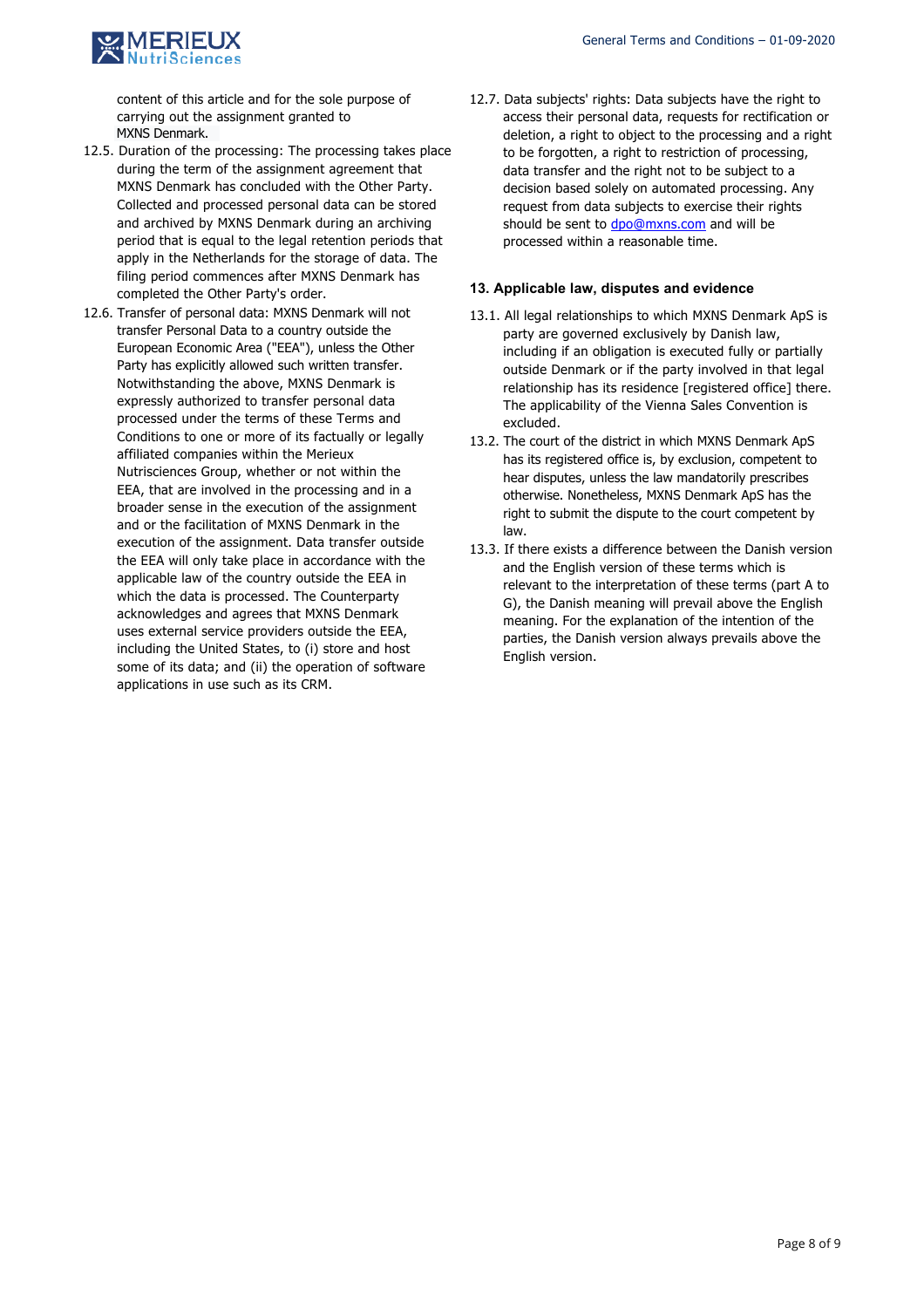content of this article and for the sole purpose of carrying out the assignment granted to MXNS Denmark.

12.5. Duration of the processing: The processing takes place during the term of the assignment agreement that MXNS Denmark has concluded with the Other Party. Collected and processed personal data can be stored and archived by MXNS Denmark during an archiving period that is equal to the legal retention periods that apply in the Netherlands for the storage of data. The filing period commences after MXNS Denmark has completed the Other Party's order.

12.6. Transfer of personal data: MXNS Denmark will not transfer Personal Data to a country outside the European Economic Area ("EEA"), unless the Other Party has explicitly allowed such written transfer. Notwithstanding the above, MXNS Denmark is expressly authorized to transfer personal data processed under the terms of these Terms and Conditions to one or more of its factually or legally affiliated companies within the Merieux Nutrisciences Group, whether or not within the EEA, that are involved in the processing and in a broader sense in the execution of the assignment and or the facilitation of MXNS Denmark in the execution of the assignment. Data transfer outside the EEA will only take place in accordance with the applicable law of the country outside the EEA in which the data is processed. The Counterparty acknowledges and agrees that MXNS Denmark uses external service providers outside the EEA, including the United States, to (i) store and host some of its data; and (ii) the operation of software applications in use such as its CRM.

12.7. Data subjects' rights: Data subjects have the right to access their personal data, requests for rectification or deletion, a right to object to the processing and a right to be forgotten, a right to restriction of processing, data transfer and the right not to be subject to a decision based solely on automated processing. Any request from data subjects to exercise their rights should be sent to dpo@mxns.com and will be processed within a reasonable time.

## 13. Applicable law, disputes and evidence

13.1. All legal relationships to which MXNS Denmark ApS is party are governed exclusively by Danish law, including if an obligation is executed fully or partially outside Denmark or if the party involved in that legal relationship has its residence [registered office] there. The applicability of the Vienna Sales Convention is excluded.

13.2. The court of the district in which MXNS Denmark ApS has its registered office is, by exclusion, competent to hear disputes, unless the law mandatorily prescribes otherwise. Nonetheless, MXNS Denmark ApS has the right to submit the dispute to the court competent by law.

13.3. If there exists a difference between the Danish version and the English version of these terms which is relevant to the interpretation of these terms (part A to G), the Danish meaning will prevail above the English meaning. For the explanation of the intention of the parties, the Danish version always prevails above the English version.